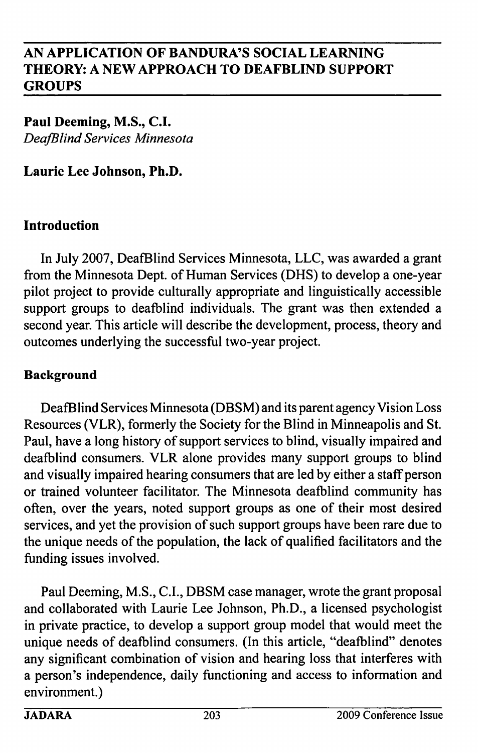# AN APPLICATION OF BANDURA'S SOCIAL LEARNING THEORY: A NEW APPROACH TO DEAFBLIND SUPPORT GROUPS

**Paul Deeming, M.S., C.I.**
*DeafBlind Services Minnesota*

**Laurie Lee Johnson, Ph.D.**

## Introduction

In July 2007, DeafBlind Services Minnesota, LLC, was awarded a grant from the Minnesota Dept. of Human Services (DHS) to develop a one-year pilot project to provide culturally appropriate and linguistically accessible support groups to deafblind individuals. The grant was then extended a second year. This article will describe the development, process, theory and outcomes underlying the successful two-year project.

## Background

DeafBlind Services Minnesota (DBSM) and its parent agency Vision Loss Resources (VLR), formerly the Society for the Blind in Minneapolis and St. Paul, have a long history of support services to blind, visually impaired and deafblind consumers. VLR alone provides many support groups to blind and visually impaired hearing consumers that are led by either a staff person or trained volunteer facilitator. The Minnesota deafblind community has often, over the years, noted support groups as one of their most desired services, and yet the provision of such support groups have been rare due to the unique needs of the population, the lack of qualified facilitators and the funding issues involved.

Paul Deeming, M.S., C.I., DBSM case manager, wrote the grant proposal and collaborated with Laurie Lee Johnson, Ph.D., a licensed psychologist in private practice, to develop a support group model that would meet the unique needs of deafblind consumers. (In this article, "deafblind" denotes any significant combination of vision and hearing loss that interferes with a person's independence, daily functioning and access to information and environment.)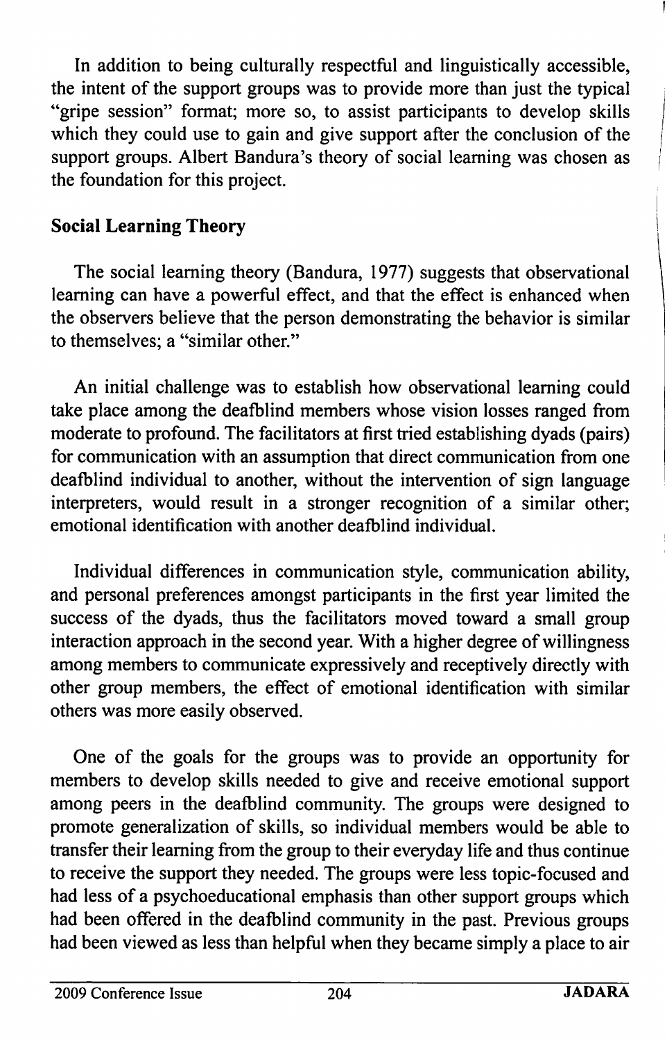In addition to being culturally respectful and linguistically accessible, the intent of the support groups was to provide more than just the typical "gripe session" format; more so, to assist participants to develop skills which they could use to gain and give support after the conclusion of the support groups. Albert Bandura's theory of social learning was chosen as the foundation for this project.

## Social Learning Theory

The social learning theory (Bandura, 1977) suggests that observational learning can have a powerful effect, and that the effect is enhanced when the observers believe that the person demonstrating the behavior is similar to themselves; a "similar other."

An initial challenge was to establish how observational learning could take place among the deafblind members whose vision losses ranged from moderate to profound. The facilitators at first tried establishing dyads (pairs) for communication with an assumption that direct communication from one deafblind individual to another, without the intervention of sign language interpreters, would result in a stronger recognition of a similar other; emotional identification with another deafblind individual.

Individual differences in communication style, communication ability, and personal preferences amongst participants in the first year limited the success of the dyads, thus the facilitators moved toward a small group interaction approach in the second year. With a higher degree of willingness among members to communicate expressively and receptively directly with other group members, the effect of emotional identification with similar others was more easily observed.

One of the goals for the groups was to provide an opportunity for members to develop skills needed to give and receive emotional support among peers in the deafblind community. The groups were designed to promote generalization of skills, so individual members would be able to transfer their learning from the group to their everyday life and thus continue to receive the support they needed. The groups were less topic-focused and had less of a psychoeducational emphasis than other support groups which had been offered in the deafblind community in the past. Previous groups had been viewed as less than helpful when they became simply a place to air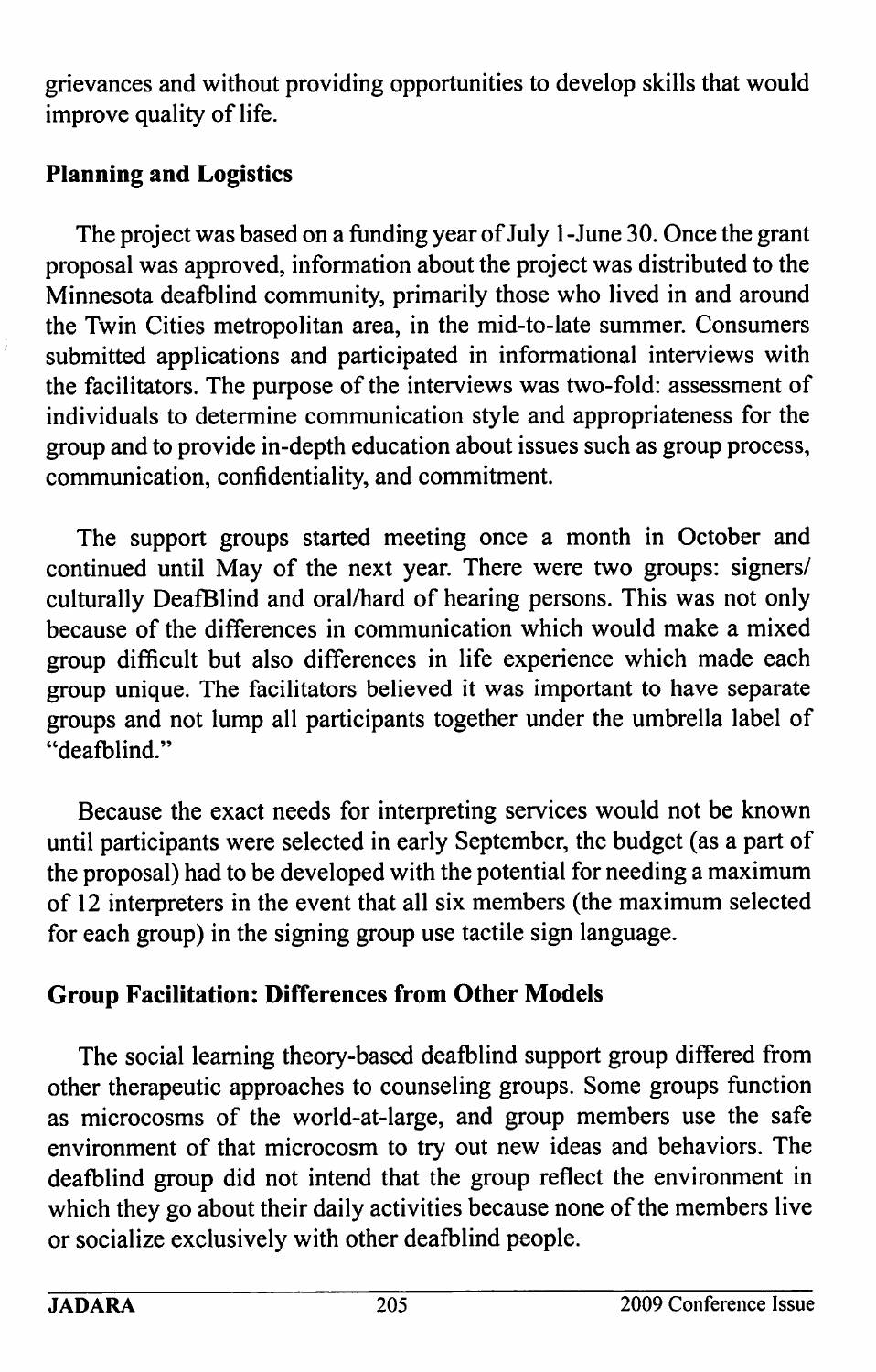grievances and without providing opportunities to develop skills that would improve quality of life.

**Planning and Logistics**

The project was based on a funding year of July 1-June 30. Once the grant proposal was approved, information about the project was distributed to the Minnesota deafblind community, primarily those who lived in and around the Twin Cities metropolitan area, in the mid-to-late summer. Consumers submitted applications and participated in informational interviews with the facilitators. The purpose of the interviews was two-fold: assessment of individuals to determine communication style and appropriateness for the group and to provide in-depth education about issues such as group process, communication, confidentiality, and commitment.

The support groups started meeting once a month in October and continued until May of the next year. There were two groups: signers/culturally DeafBlind and oral/hard of hearing persons. This was not only because of the differences in communication which would make a mixed group difficult but also differences in life experience which made each group unique. The facilitators believed it was important to have separate groups and not lump all participants together under the umbrella label of "deafblind."

Because the exact needs for interpreting services would not be known until participants were selected in early September, the budget (as a part of the proposal) had to be developed with the potential for needing a maximum of 12 interpreters in the event that all six members (the maximum selected for each group) in the signing group use tactile sign language.

**Group Facilitation: Differences from Other Models**

The social learning theory-based deafblind support group differed from other therapeutic approaches to counseling groups. Some groups function as microcosms of the world-at-large, and group members use the safe environment of that microcosm to try out new ideas and behaviors. The deafblind group did not intend that the group reflect the environment in which they go about their daily activities because none of the members live or socialize exclusively with other deafblind people.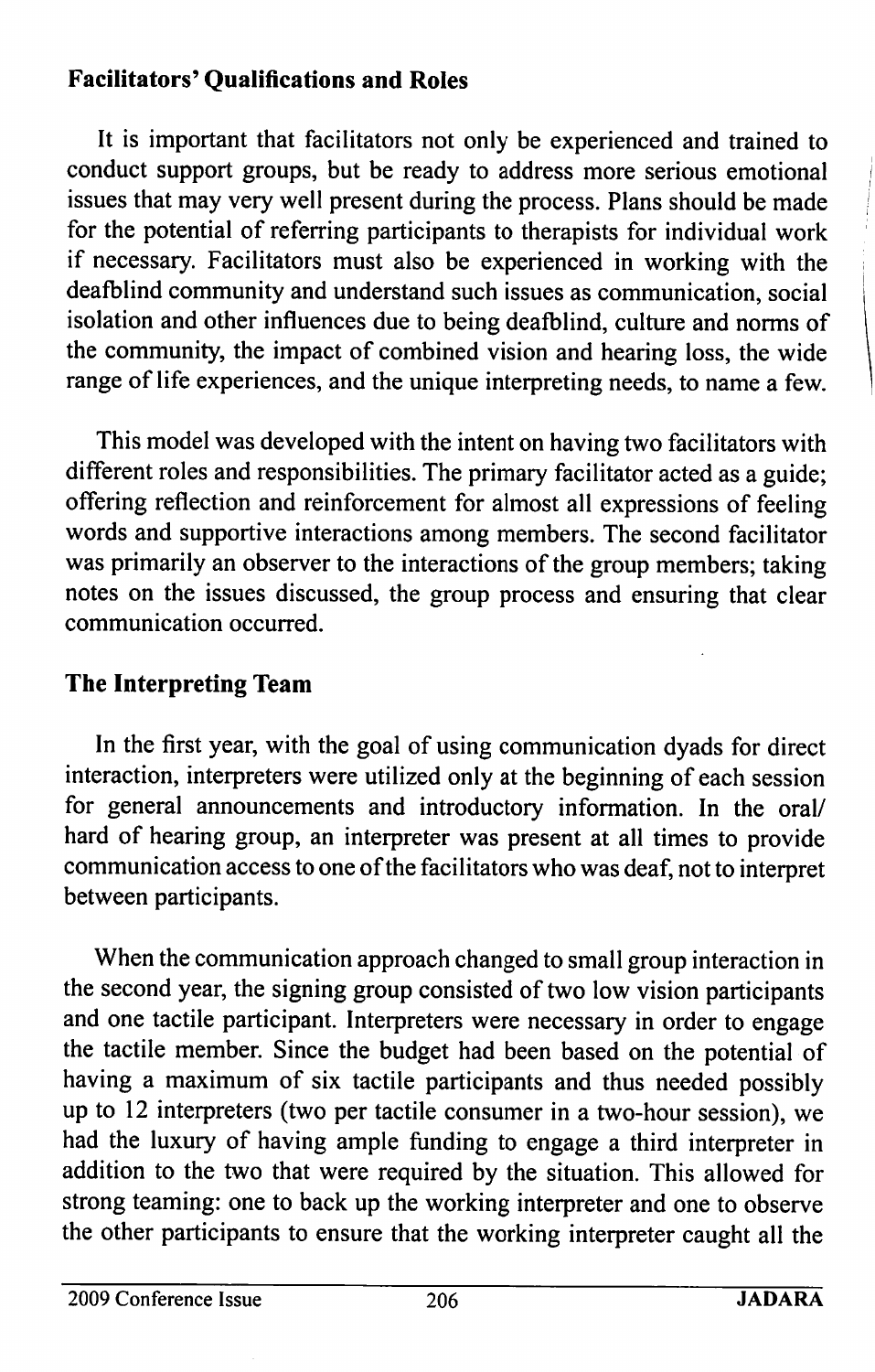### Facilitators' Qualifications and Roles

It is important that facilitators not only be experienced and trained to conduct support groups, but be ready to address more serious emotional issues that may very well present during the process. Plans should be made for the potential of referring participants to therapists for individual work if necessary. Facilitators must also be experienced in working with the deafblind community and understand such issues as communication, social isolation and other influences due to being deafblind, culture and norms of the community, the impact of combined vision and hearing loss, the wide range of life experiences, and the unique interpreting needs, to name a few.

This model was developed with the intent on having two facilitators with different roles and responsibilities. The primary facilitator acted as a guide; offering reflection and reinforcement for almost all expressions of feeling words and supportive interactions among members. The second facilitator was primarily an observer to the interactions of the group members; taking notes on the issues discussed, the group process and ensuring that clear communication occurred.

### The Interpreting Team

In the first year, with the goal of using communication dyads for direct interaction, interpreters were utilized only at the beginning of each session for general announcements and introductory information. In the oral/hard of hearing group, an interpreter was present at all times to provide communication access to one of the facilitators who was deaf, not to interpret between participants.

When the communication approach changed to small group interaction in the second year, the signing group consisted of two low vision participants and one tactile participant. Interpreters were necessary in order to engage the tactile member. Since the budget had been based on the potential of having a maximum of six tactile participants and thus needed possibly up to 12 interpreters (two per tactile consumer in a two-hour session), we had the luxury of having ample funding to engage a third interpreter in addition to the two that were required by the situation. This allowed for strong teaming: one to back up the working interpreter and one to observe the other participants to ensure that the working interpreter caught all the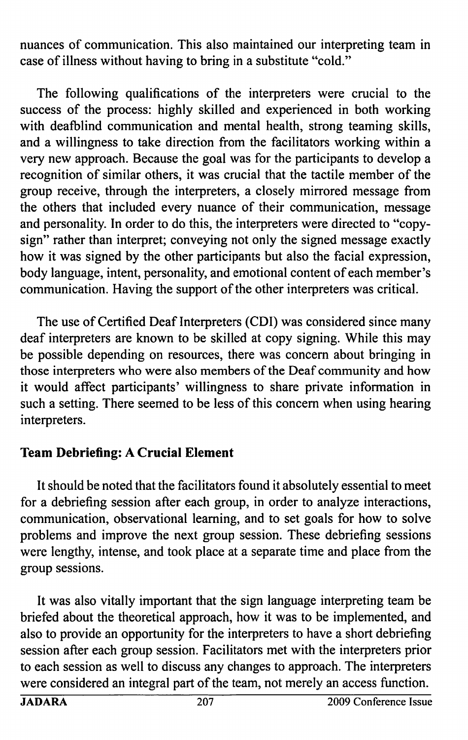nuances of communication. This also maintained our interpreting team in case of illness without having to bring in a substitute "cold."

The following qualifications of the interpreters were crucial to the success of the process: highly skilled and experienced in both working with deafblind communication and mental health, strong teaming skills, and a willingness to take direction from the facilitators working within a very new approach. Because the goal was for the participants to develop a recognition of similar others, it was crucial that the tactile member of the group receive, through the interpreters, a closely mirrored message from the others that included every nuance of their communication, message and personality. In order to do this, the interpreters were directed to "copy-sign" rather than interpret; conveying not only the signed message exactly how it was signed by the other participants but also the facial expression, body language, intent, personality, and emotional content of each member's communication. Having the support of the other interpreters was critical.

The use of Certified Deaf Interpreters (CDI) was considered since many deaf interpreters are known to be skilled at copy signing. While this may be possible depending on resources, there was concern about bringing in those interpreters who were also members of the Deaf community and how it would affect participants' willingness to share private information in such a setting. There seemed to be less of this concern when using hearing interpreters.

## Team Debriefing: A Crucial Element

It should be noted that the facilitators found it absolutely essential to meet for a debriefing session after each group, in order to analyze interactions, communication, observational learning, and to set goals for how to solve problems and improve the next group session. These debriefing sessions were lengthy, intense, and took place at a separate time and place from the group sessions.

It was also vitally important that the sign language interpreting team be briefed about the theoretical approach, how it was to be implemented, and also to provide an opportunity for the interpreters to have a short debriefing session after each group session. Facilitators met with the interpreters prior to each session as well to discuss any changes to approach. The interpreters were considered an integral part of the team, not merely an access function.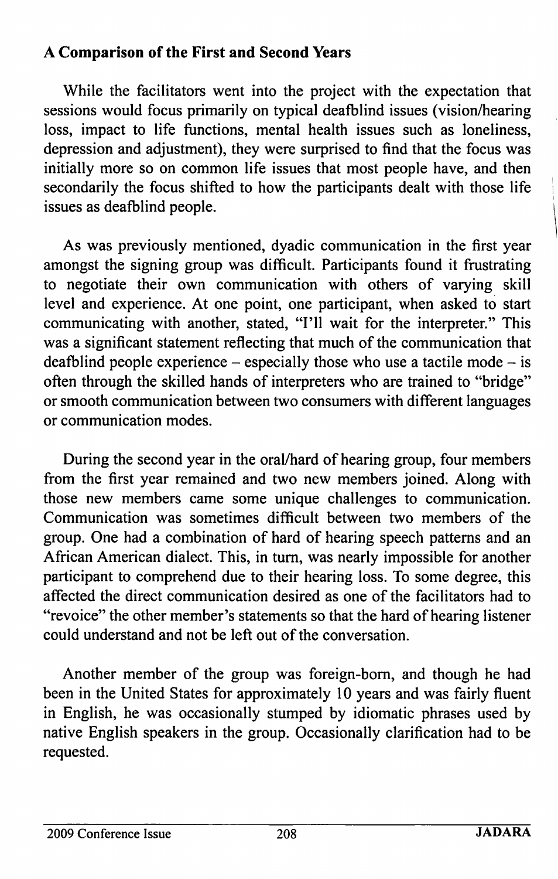### A Comparison of the First and Second Years

While the facilitators went into the project with the expectation that sessions would focus primarily on typical deafblind issues (vision/hearing loss, impact to life functions, mental health issues such as loneliness, depression and adjustment), they were surprised to find that the focus was initially more so on common life issues that most people have, and then secondarily the focus shifted to how the participants dealt with those life issues as deafblind people.

As was previously mentioned, dyadic communication in the first year amongst the signing group was difficult. Participants found it frustrating to negotiate their own communication with others of varying skill level and experience. At one point, one participant, when asked to start communicating with another, stated, "I'll wait for the interpreter." This was a significant statement reflecting that much of the communication that deafblind people experience – especially those who use a tactile mode – is often through the skilled hands of interpreters who are trained to "bridge" or smooth communication between two consumers with different languages or communication modes.

During the second year in the oral/hard of hearing group, four members from the first year remained and two new members joined. Along with those new members came some unique challenges to communication. Communication was sometimes difficult between two members of the group. One had a combination of hard of hearing speech patterns and an African American dialect. This, in turn, was nearly impossible for another participant to comprehend due to their hearing loss. To some degree, this affected the direct communication desired as one of the facilitators had to "revoice" the other member's statements so that the hard of hearing listener could understand and not be left out of the conversation.

Another member of the group was foreign-born, and though he had been in the United States for approximately 10 years and was fairly fluent in English, he was occasionally stumped by idiomatic phrases used by native English speakers in the group. Occasionally clarification had to be requested.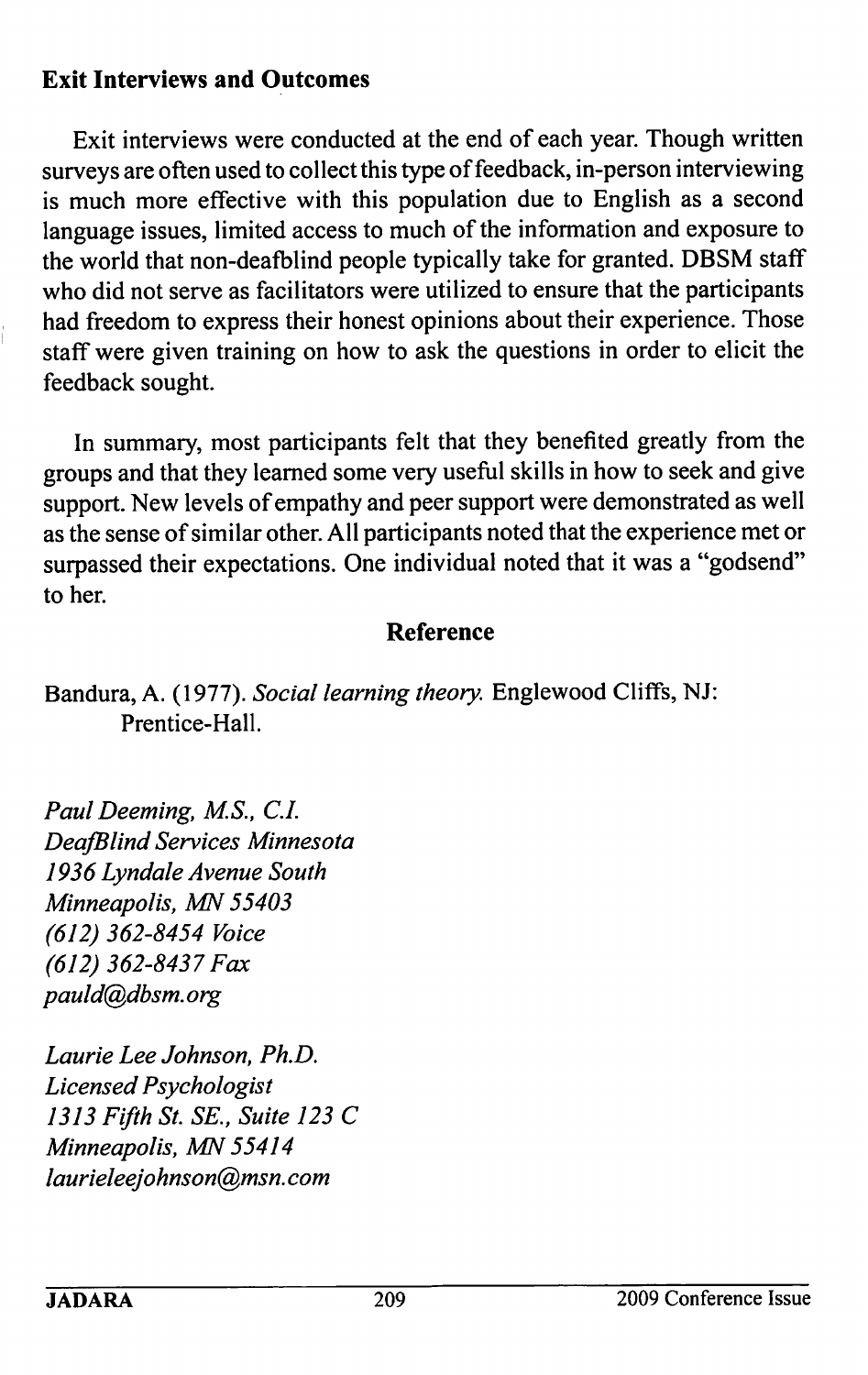## Exit Interviews and Outcomes

Exit interviews were conducted at the end of each year. Though written surveys are often used to collect this type of feedback, in-person interviewing is much more effective with this population due to English as a second language issues, limited access to much of the information and exposure to the world that non-deafblind people typically take for granted. DBSM staff who did not serve as facilitators were utilized to ensure that the participants had freedom to express their honest opinions about their experience. Those staff were given training on how to ask the questions in order to elicit the feedback sought.

In summary, most participants felt that they benefited greatly from the groups and that they learned some very useful skills in how to seek and give support. New levels of empathy and peer support were demonstrated as well as the sense of similar other. All participants noted that the experience met or surpassed their expectations. One individual noted that it was a "godsend" to her.

## Reference

Bandura, A. (1977). *Social learning theory.* Englewood Cliffs, NJ: Prentice-Hall.

*Paul Deeming, M.S., C.I.*
*DeafBlind Services Minnesota*
*1936 Lyndale Avenue South*
*Minneapolis, MN 55403*
*(612) 362-8454 Voice*
*(612) 362-8437 Fax*
*pauld@dbsm.org*

*Laurie Lee Johnson, Ph.D.*
*Licensed Psychologist*
*1313 Fifth St. SE., Suite 123 C*
*Minneapolis, MN 55414*
*laurieleejohnson@msn.com*